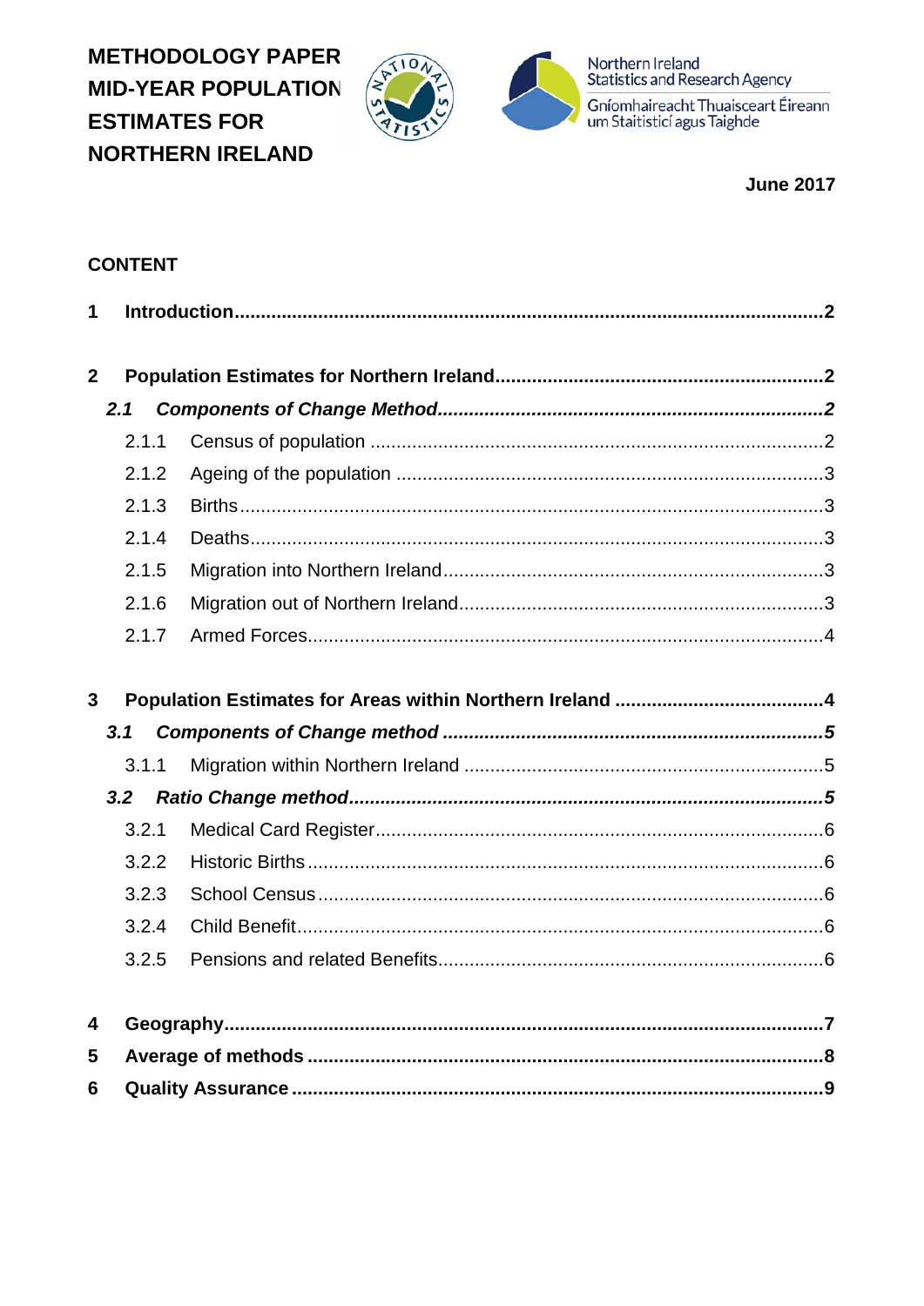# METHODOLOGY PAPER MID-YEAR POPULATION ESTIMATES FOR NORTHERN IRELAND

Northern Ireland Statistics and Research Agency

Gníomhaireacht Thuaisceart Éireann um Staitisticí agus Taighde

**June 2017**

**CONTENT**

**1 Introduction** ........................................................................ **2**

**2 Population Estimates for Northern Ireland** ........................................ **2**

***2.1 Components of Change Method*** ........................................ ***2***

2.1.1 Census of population ........................................ 2

2.1.2 Ageing of the population ........................................ 3

2.1.3 Births ........................................ 3

2.1.4 Deaths ........................................ 3

2.1.5 Migration into Northern Ireland ........................................ 3

2.1.6 Migration out of Northern Ireland ........................................ 3

2.1.7 Armed Forces ........................................ 4

**3 Population Estimates for Areas within Northern Ireland** ........................................ **4**

***3.1 Components of Change method*** ........................................ ***5***

3.1.1 Migration within Northern Ireland ........................................ 5

***3.2 Ratio Change method*** ........................................ ***5***

3.2.1 Medical Card Register ........................................ 6

3.2.2 Historic Births ........................................ 6

3.2.3 School Census ........................................ 6

3.2.4 Child Benefit ........................................ 6

3.2.5 Pensions and related Benefits ........................................ 6

**4 Geography** ........................................ **7**

**5 Average of methods** ........................................ **8**

**6 Quality Assurance** ........................................ **9**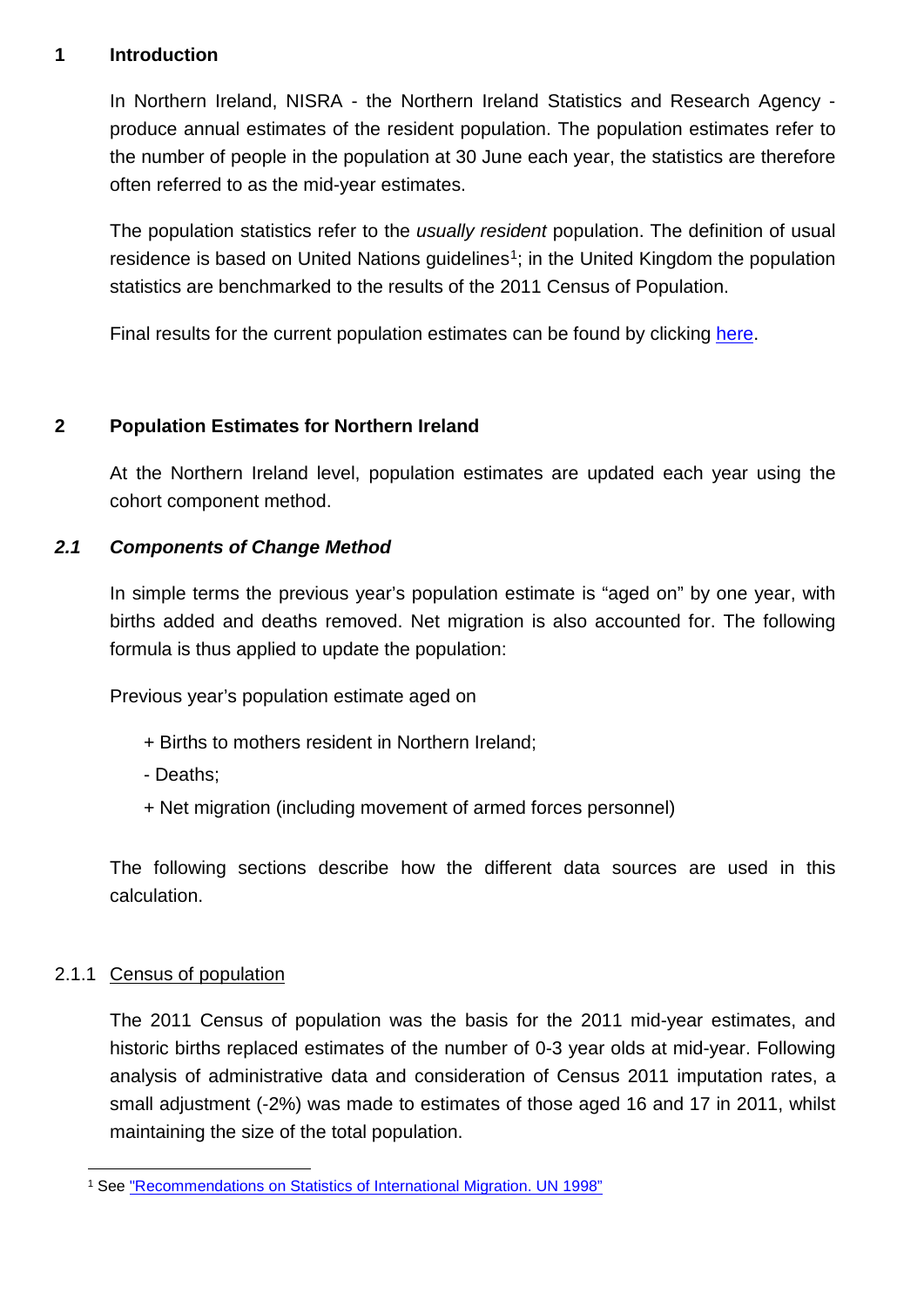## 1 Introduction

In Northern Ireland, NISRA - the Northern Ireland Statistics and Research Agency - produce annual estimates of the resident population. The population estimates refer to the number of people in the population at 30 June each year, the statistics are therefore often referred to as the mid-year estimates.

The population statistics refer to the *usually resident* population. The definition of usual residence is based on United Nations guidelines[1]; in the United Kingdom the population statistics are benchmarked to the results of the 2011 Census of Population.

Final results for the current population estimates can be found by clicking here.

## 2 Population Estimates for Northern Ireland

At the Northern Ireland level, population estimates are updated each year using the cohort component method.

### *2.1 Components of Change Method*

In simple terms the previous year's population estimate is "aged on" by one year, with births added and deaths removed. Net migration is also accounted for. The following formula is thus applied to update the population:

Previous year's population estimate aged on

+ Births to mothers resident in Northern Ireland;

- Deaths;

+ Net migration (including movement of armed forces personnel)

The following sections describe how the different data sources are used in this calculation.

#### 2.1.1 Census of population

The 2011 Census of population was the basis for the 2011 mid-year estimates, and historic births replaced estimates of the number of 0-3 year olds at mid-year. Following analysis of administrative data and consideration of Census 2011 imputation rates, a small adjustment (-2%) was made to estimates of those aged 16 and 17 in 2011, whilst maintaining the size of the total population.

---

[1] See "Recommendations on Statistics of International Migration. UN 1998"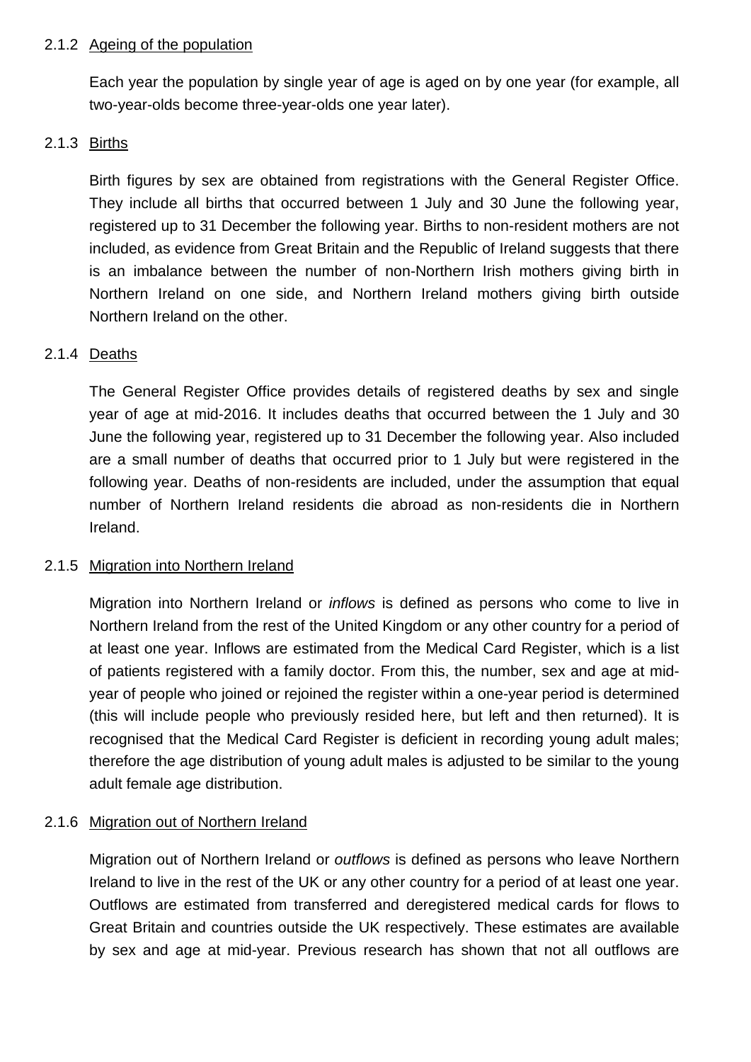#### 2.1.2 Ageing of the population

Each year the population by single year of age is aged on by one year (for example, all two-year-olds become three-year-olds one year later).

#### 2.1.3 Births

Birth figures by sex are obtained from registrations with the General Register Office. They include all births that occurred between 1 July and 30 June the following year, registered up to 31 December the following year. Births to non-resident mothers are not included, as evidence from Great Britain and the Republic of Ireland suggests that there is an imbalance between the number of non-Northern Irish mothers giving birth in Northern Ireland on one side, and Northern Ireland mothers giving birth outside Northern Ireland on the other.

#### 2.1.4 Deaths

The General Register Office provides details of registered deaths by sex and single year of age at mid-2016. It includes deaths that occurred between the 1 July and 30 June the following year, registered up to 31 December the following year. Also included are a small number of deaths that occurred prior to 1 July but were registered in the following year. Deaths of non-residents are included, under the assumption that equal number of Northern Ireland residents die abroad as non-residents die in Northern Ireland.

#### 2.1.5 Migration into Northern Ireland

Migration into Northern Ireland or *inflows* is defined as persons who come to live in Northern Ireland from the rest of the United Kingdom or any other country for a period of at least one year. Inflows are estimated from the Medical Card Register, which is a list of patients registered with a family doctor. From this, the number, sex and age at mid-year of people who joined or rejoined the register within a one-year period is determined (this will include people who previously resided here, but left and then returned). It is recognised that the Medical Card Register is deficient in recording young adult males; therefore the age distribution of young adult males is adjusted to be similar to the young adult female age distribution.

#### 2.1.6 Migration out of Northern Ireland

Migration out of Northern Ireland or *outflows* is defined as persons who leave Northern Ireland to live in the rest of the UK or any other country for a period of at least one year. Outflows are estimated from transferred and deregistered medical cards for flows to Great Britain and countries outside the UK respectively. These estimates are available by sex and age at mid-year. Previous research has shown that not all outflows are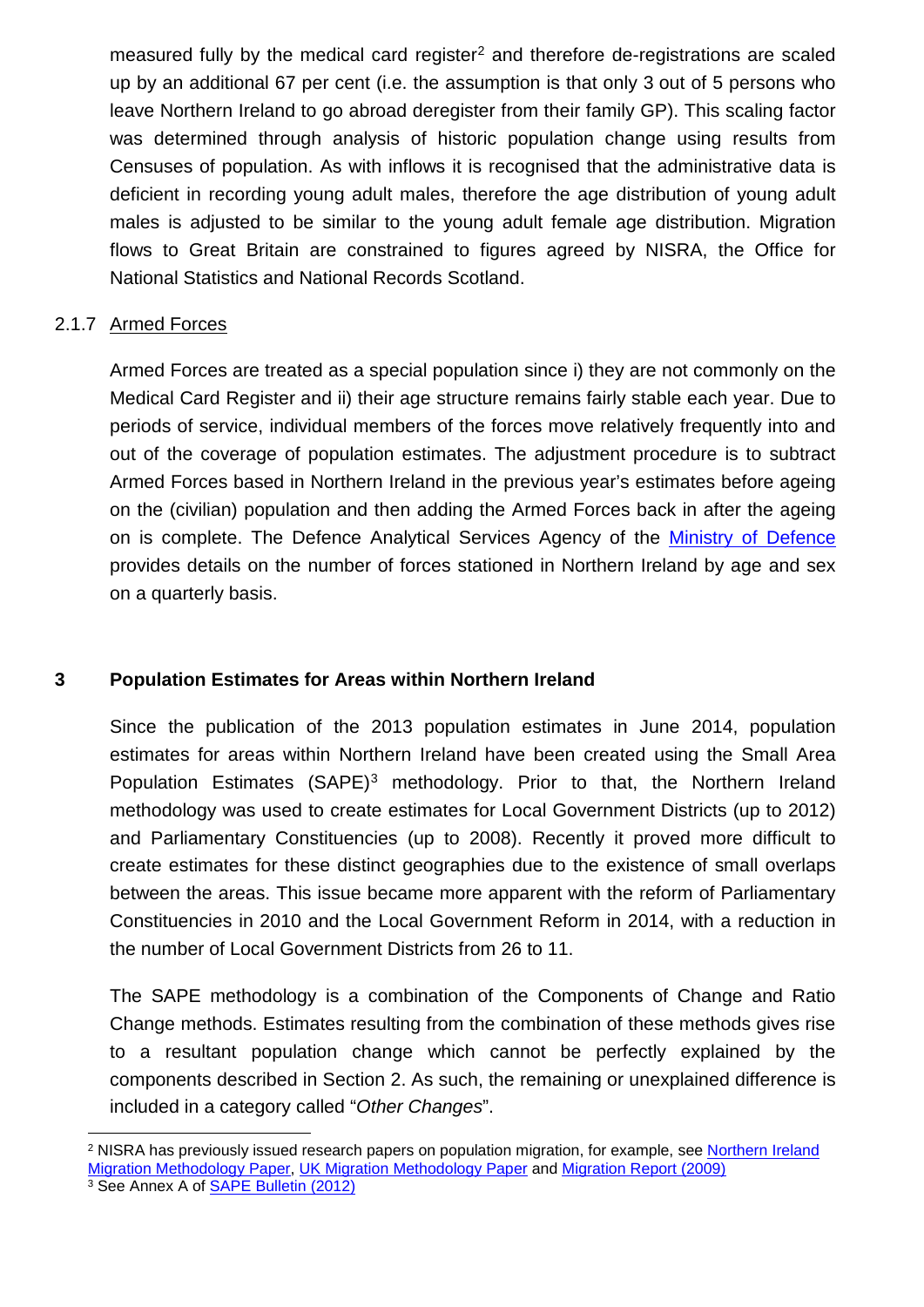measured fully by the medical card register[2] and therefore de-registrations are scaled up by an additional 67 per cent (i.e. the assumption is that only 3 out of 5 persons who leave Northern Ireland to go abroad deregister from their family GP). This scaling factor was determined through analysis of historic population change using results from Censuses of population. As with inflows it is recognised that the administrative data is deficient in recording young adult males, therefore the age distribution of young adult males is adjusted to be similar to the young adult female age distribution. Migration flows to Great Britain are constrained to figures agreed by NISRA, the Office for National Statistics and National Records Scotland.

### 2.1.7 Armed Forces

Armed Forces are treated as a special population since i) they are not commonly on the Medical Card Register and ii) their age structure remains fairly stable each year. Due to periods of service, individual members of the forces move relatively frequently into and out of the coverage of population estimates. The adjustment procedure is to subtract Armed Forces based in Northern Ireland in the previous year's estimates before ageing on the (civilian) population and then adding the Armed Forces back in after the ageing on is complete. The Defence Analytical Services Agency of the Ministry of Defence provides details on the number of forces stationed in Northern Ireland by age and sex on a quarterly basis.

## 3 Population Estimates for Areas within Northern Ireland

Since the publication of the 2013 population estimates in June 2014, population estimates for areas within Northern Ireland have been created using the Small Area Population Estimates (SAPE)[3] methodology. Prior to that, the Northern Ireland methodology was used to create estimates for Local Government Districts (up to 2012) and Parliamentary Constituencies (up to 2008). Recently it proved more difficult to create estimates for these distinct geographies due to the existence of small overlaps between the areas. This issue became more apparent with the reform of Parliamentary Constituencies in 2010 and the Local Government Reform in 2014, with a reduction in the number of Local Government Districts from 26 to 11.

The SAPE methodology is a combination of the Components of Change and Ratio Change methods. Estimates resulting from the combination of these methods gives rise to a resultant population change which cannot be perfectly explained by the components described in Section 2. As such, the remaining or unexplained difference is included in a category called "*Other Changes*".

---

[2] NISRA has previously issued research papers on population migration, for example, see Northern Ireland Migration Methodology Paper, UK Migration Methodology Paper and Migration Report (2009)

[3] See Annex A of SAPE Bulletin (2012)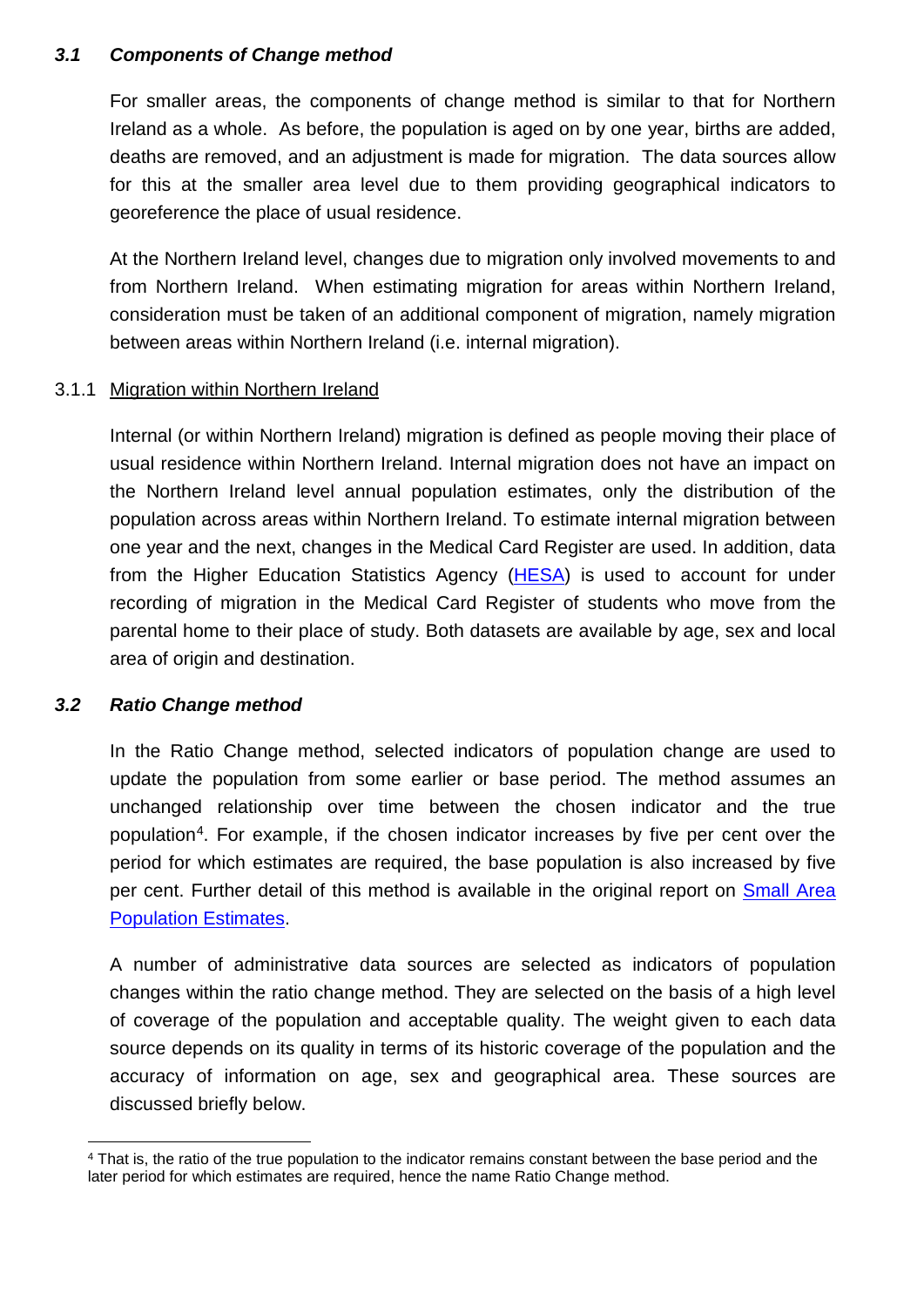### *3.1 Components of Change method*

For smaller areas, the components of change method is similar to that for Northern Ireland as a whole. As before, the population is aged on by one year, births are added, deaths are removed, and an adjustment is made for migration. The data sources allow for this at the smaller area level due to them providing geographical indicators to georeference the place of usual residence.

At the Northern Ireland level, changes due to migration only involved movements to and from Northern Ireland. When estimating migration for areas within Northern Ireland, consideration must be taken of an additional component of migration, namely migration between areas within Northern Ireland (i.e. internal migration).

#### 3.1.1 Migration within Northern Ireland

Internal (or within Northern Ireland) migration is defined as people moving their place of usual residence within Northern Ireland. Internal migration does not have an impact on the Northern Ireland level annual population estimates, only the distribution of the population across areas within Northern Ireland. To estimate internal migration between one year and the next, changes in the Medical Card Register are used. In addition, data from the Higher Education Statistics Agency (HESA) is used to account for under recording of migration in the Medical Card Register of students who move from the parental home to their place of study. Both datasets are available by age, sex and local area of origin and destination.

### *3.2 Ratio Change method*

In the Ratio Change method, selected indicators of population change are used to update the population from some earlier or base period. The method assumes an unchanged relationship over time between the chosen indicator and the true population[4]. For example, if the chosen indicator increases by five per cent over the period for which estimates are required, the base population is also increased by five per cent. Further detail of this method is available in the original report on Small Area Population Estimates.

A number of administrative data sources are selected as indicators of population changes within the ratio change method. They are selected on the basis of a high level of coverage of the population and acceptable quality. The weight given to each data source depends on its quality in terms of its historic coverage of the population and the accuracy of information on age, sex and geographical area. These sources are discussed briefly below.

---

[4] That is, the ratio of the true population to the indicator remains constant between the base period and the later period for which estimates are required, hence the name Ratio Change method.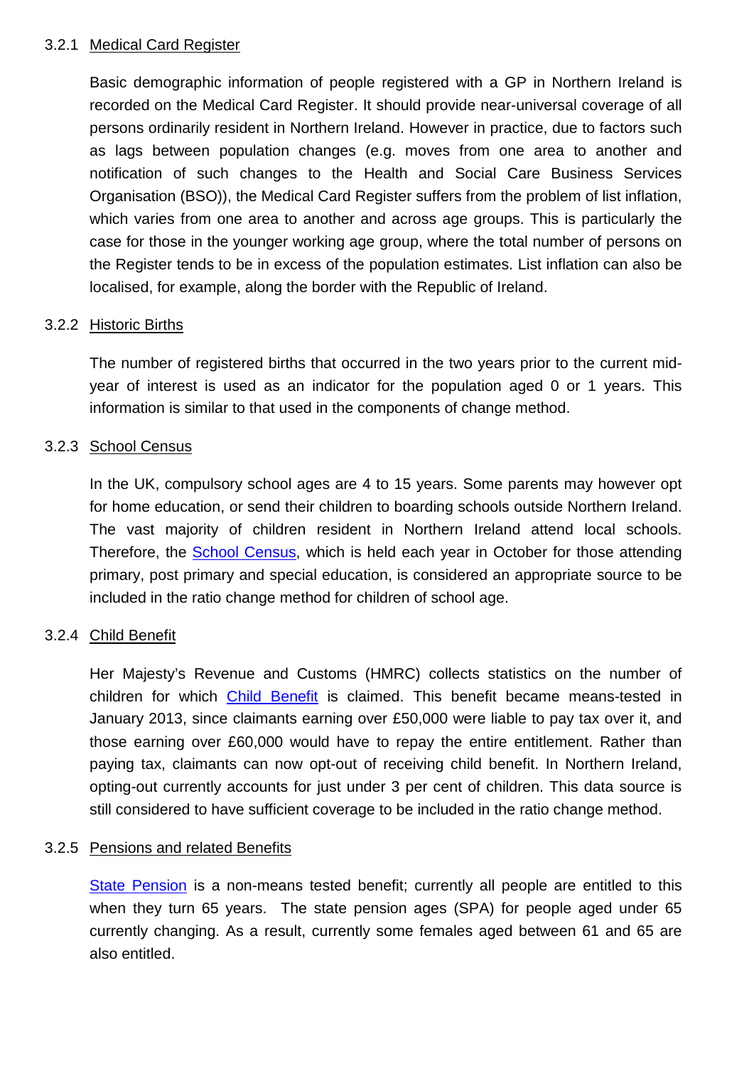#### 3.2.1 Medical Card Register

Basic demographic information of people registered with a GP in Northern Ireland is recorded on the Medical Card Register. It should provide near-universal coverage of all persons ordinarily resident in Northern Ireland. However in practice, due to factors such as lags between population changes (e.g. moves from one area to another and notification of such changes to the Health and Social Care Business Services Organisation (BSO)), the Medical Card Register suffers from the problem of list inflation, which varies from one area to another and across age groups. This is particularly the case for those in the younger working age group, where the total number of persons on the Register tends to be in excess of the population estimates. List inflation can also be localised, for example, along the border with the Republic of Ireland.

#### 3.2.2 Historic Births

The number of registered births that occurred in the two years prior to the current mid-year of interest is used as an indicator for the population aged 0 or 1 years. This information is similar to that used in the components of change method.

#### 3.2.3 School Census

In the UK, compulsory school ages are 4 to 15 years. Some parents may however opt for home education, or send their children to boarding schools outside Northern Ireland. The vast majority of children resident in Northern Ireland attend local schools. Therefore, the School Census, which is held each year in October for those attending primary, post primary and special education, is considered an appropriate source to be included in the ratio change method for children of school age.

#### 3.2.4 Child Benefit

Her Majesty's Revenue and Customs (HMRC) collects statistics on the number of children for which Child Benefit is claimed. This benefit became means-tested in January 2013, since claimants earning over £50,000 were liable to pay tax over it, and those earning over £60,000 would have to repay the entire entitlement. Rather than paying tax, claimants can now opt-out of receiving child benefit. In Northern Ireland, opting-out currently accounts for just under 3 per cent of children. This data source is still considered to have sufficient coverage to be included in the ratio change method.

#### 3.2.5 Pensions and related Benefits

State Pension is a non-means tested benefit; currently all people are entitled to this when they turn 65 years. The state pension ages (SPA) for people aged under 65 currently changing. As a result, currently some females aged between 61 and 65 are also entitled.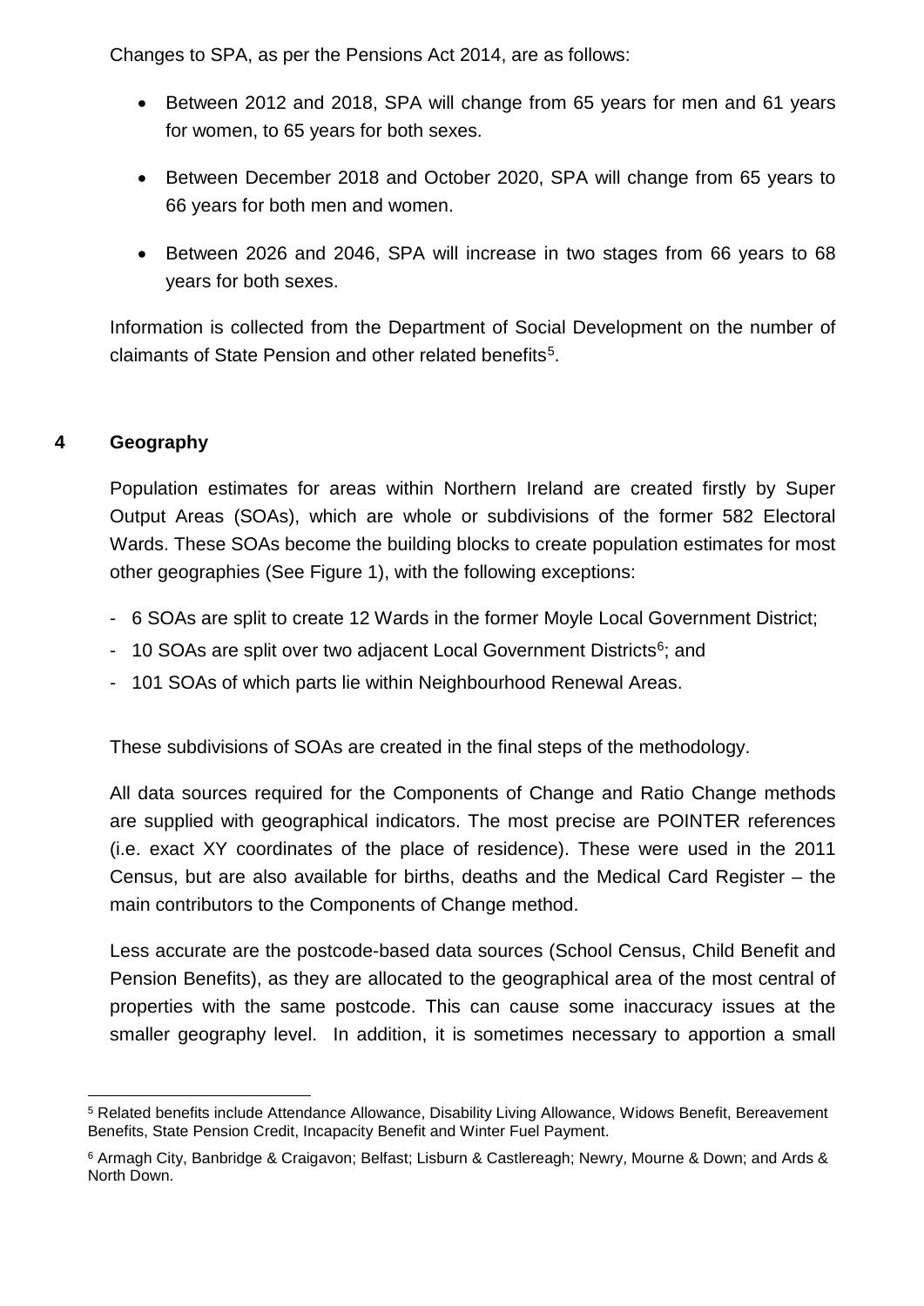Changes to SPA, as per the Pensions Act 2014, are as follows:

- Between 2012 and 2018, SPA will change from 65 years for men and 61 years for women, to 65 years for both sexes.
- Between December 2018 and October 2020, SPA will change from 65 years to 66 years for both men and women.
- Between 2026 and 2046, SPA will increase in two stages from 66 years to 68 years for both sexes.

Information is collected from the Department of Social Development on the number of claimants of State Pension and other related benefits[5].

## 4 Geography

Population estimates for areas within Northern Ireland are created firstly by Super Output Areas (SOAs), which are whole or subdivisions of the former 582 Electoral Wards. These SOAs become the building blocks to create population estimates for most other geographies (See Figure 1), with the following exceptions:

- 6 SOAs are split to create 12 Wards in the former Moyle Local Government District;
- 10 SOAs are split over two adjacent Local Government Districts[6]; and
- 101 SOAs of which parts lie within Neighbourhood Renewal Areas.

These subdivisions of SOAs are created in the final steps of the methodology.

All data sources required for the Components of Change and Ratio Change methods are supplied with geographical indicators. The most precise are POINTER references (i.e. exact XY coordinates of the place of residence). These were used in the 2011 Census, but are also available for births, deaths and the Medical Card Register – the main contributors to the Components of Change method.

Less accurate are the postcode-based data sources (School Census, Child Benefit and Pension Benefits), as they are allocated to the geographical area of the most central of properties with the same postcode. This can cause some inaccuracy issues at the smaller geography level. In addition, it is sometimes necessary to apportion a small

---

[5] Related benefits include Attendance Allowance, Disability Living Allowance, Widows Benefit, Bereavement Benefits, State Pension Credit, Incapacity Benefit and Winter Fuel Payment.

[6] Armagh City, Banbridge & Craigavon; Belfast; Lisburn & Castlereagh; Newry, Mourne & Down; and Ards & North Down.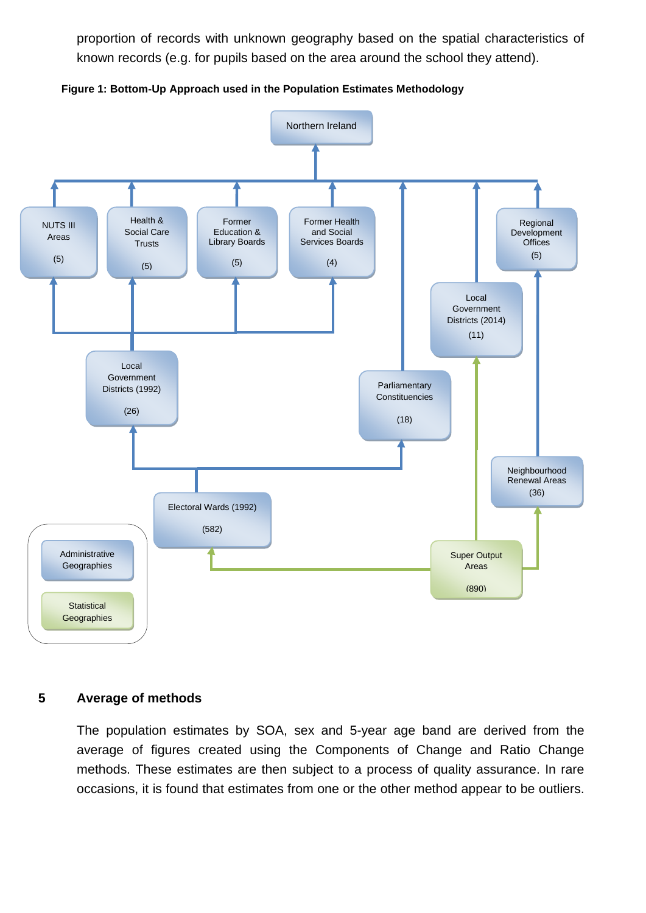proportion of records with unknown geography based on the spatial characteristics of known records (e.g. for pupils based on the area around the school they attend).

**Figure 1: Bottom-Up Approach used in the Population Estimates Methodology**

Northern Ireland

NUTS III Areas (5)

Health & Social Care Trusts (5)

Former Education & Library Boards (5)

Former Health and Social Services Boards (4)

Regional Development Offices (5)

Local Government Districts (2014) (11)

Local Government Districts (1992) (26)

Parliamentary Constituencies (18)

Neighbourhood Renewal Areas (36)

Electoral Wards (1992) (582)

Super Output Areas (890)

Administrative Geographies

Statistical Geographies

## 5 Average of methods

The population estimates by SOA, sex and 5-year age band are derived from the average of figures created using the Components of Change and Ratio Change methods. These estimates are then subject to a process of quality assurance. In rare occasions, it is found that estimates from one or the other method appear to be outliers.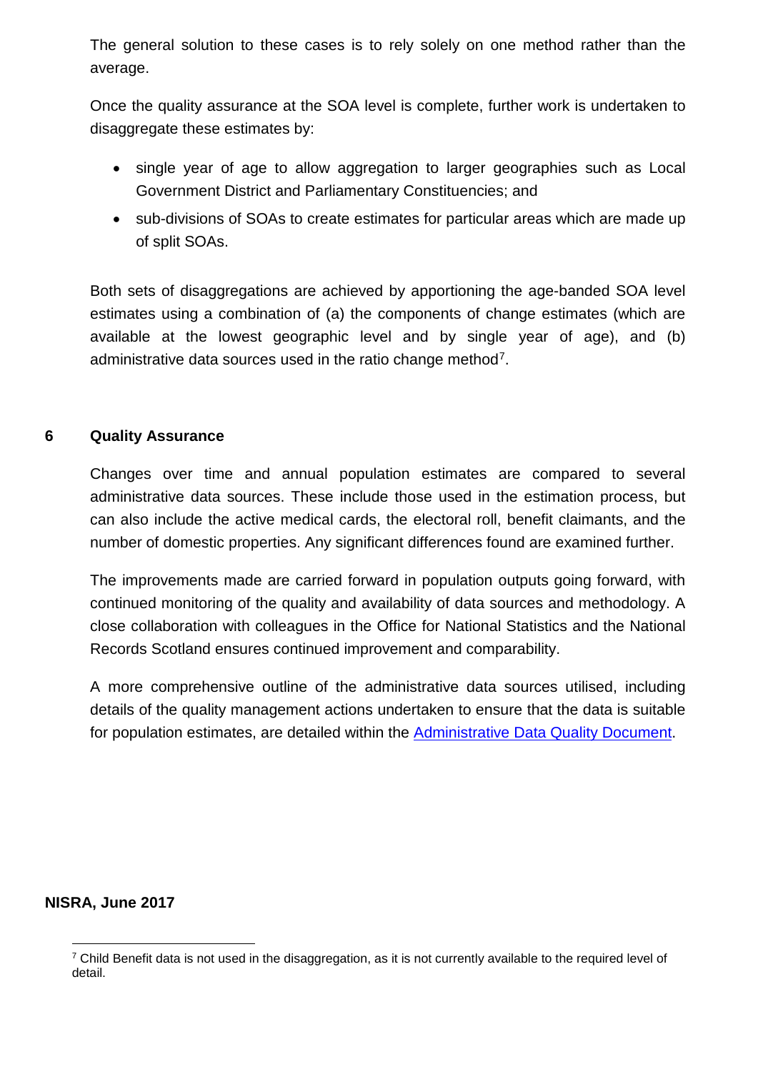The general solution to these cases is to rely solely on one method rather than the average.

Once the quality assurance at the SOA level is complete, further work is undertaken to disaggregate these estimates by:

- single year of age to allow aggregation to larger geographies such as Local Government District and Parliamentary Constituencies; and
- sub-divisions of SOAs to create estimates for particular areas which are made up of split SOAs.

Both sets of disaggregations are achieved by apportioning the age-banded SOA level estimates using a combination of (a) the components of change estimates (which are available at the lowest geographic level and by single year of age), and (b) administrative data sources used in the ratio change method[7].

## 6 Quality Assurance

Changes over time and annual population estimates are compared to several administrative data sources. These include those used in the estimation process, but can also include the active medical cards, the electoral roll, benefit claimants, and the number of domestic properties. Any significant differences found are examined further.

The improvements made are carried forward in population outputs going forward, with continued monitoring of the quality and availability of data sources and methodology. A close collaboration with colleagues in the Office for National Statistics and the National Records Scotland ensures continued improvement and comparability.

A more comprehensive outline of the administrative data sources utilised, including details of the quality management actions undertaken to ensure that the data is suitable for population estimates, are detailed within the Administrative Data Quality Document.

**NISRA, June 2017**

[7] Child Benefit data is not used in the disaggregation, as it is not currently available to the required level of detail.